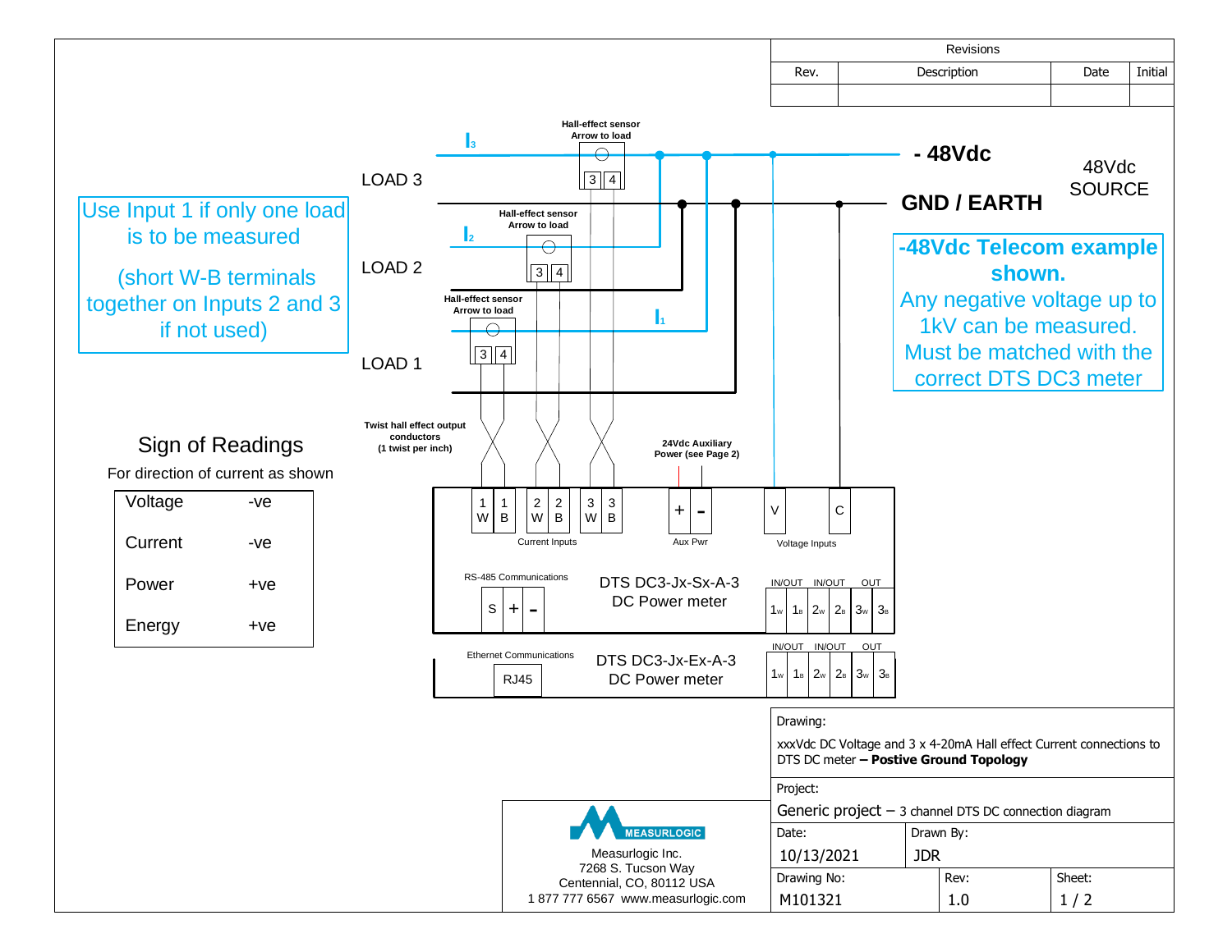| Revisions | | | |
|---|---|---|---|
| Rev. | Description | Date | Initial |
| | | | |

Use Input 1 if only one load is to be measured

(short W-B terminals together on Inputs 2 and 3 if not used)

LOAD 3

LOAD 2

LOAD 1

$I_3$

$I_2$

$I_1$

**Hall-effect sensor**
**Arrow to load**

3 | 4

**Twist hall effect output conductors**
**(1 twist per inch)**

**24Vdc Auxiliary Power (see Page 2)**

**- 48Vdc**

**GND / EARTH**

48Vdc SOURCE

**-48Vdc Telecom example shown.**
Any negative voltage up to 1kV can be measured. Must be matched with the correct DTS DC3 meter

## Sign of Readings

For direction of current as shown

| | |
|---|---|
| Voltage | -ve |
| Current | -ve |
| Power | +ve |
| Energy | +ve |

1W 1B 2W 2B 3W 3B — Current Inputs

+ - — Aux Pwr

V C — Voltage Inputs

RS-485 Communications: S + -

DTS DC3-Jx-Sx-A-3
DC Power meter

IN/OUT IN/OUT OUT: $1_W$ $1_B$ $2_W$ $2_B$ $3_W$ $3_B$

Ethernet Communications: RJ45

DTS DC3-Jx-Ex-A-3
DC Power meter

IN/OUT IN/OUT OUT: $1_W$ $1_B$ $2_W$ $2_B$ $3_W$ $3_B$

MEASURLOGIC
Measurlogic Inc.
7268 S. Tucson Way
Centennial, CO, 80112 USA
1 877 777 6567 www.measurlogic.com

| | | |
|---|---|---|
| Drawing: xxxVdc DC Voltage and 3 x 4-20mA Hall effect Current connections to DTS DC meter **– Postive Ground Topology** | | |
| Project: Generic project – 3 channel DTS DC connection diagram | | |
| Date: 10/13/2021 | Drawn By: JDR | |
| Drawing No: M101321 | Rev: 1.0 | Sheet: 1 / 2 |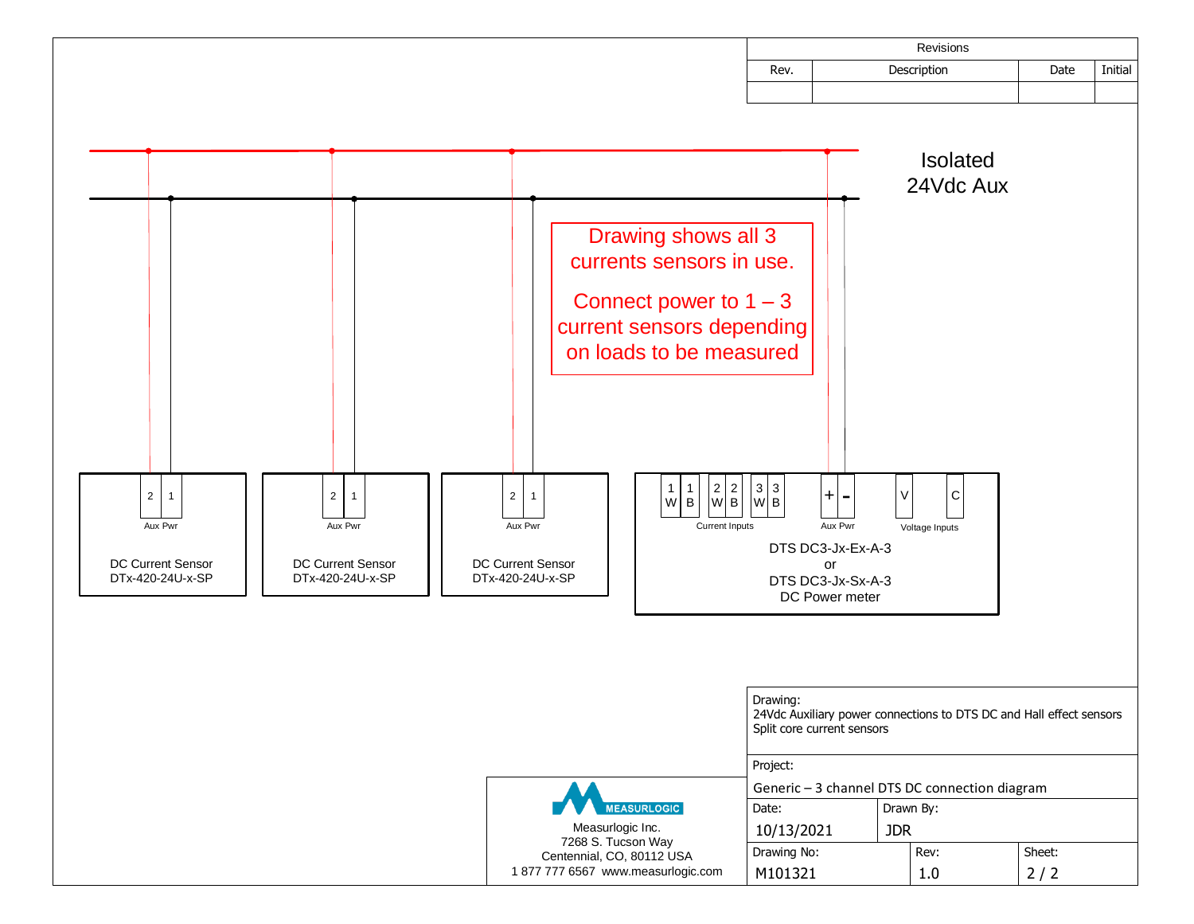| Revisions | | | |
|---|---|---|---|
| Rev. | Description | Date | Initial |
| | | | |

Isolated
24Vdc Aux

Drawing shows all 3 currents sensors in use.

Connect power to 1 – 3 current sensors depending on loads to be measured

2 1
Aux Pwr

DC Current Sensor
DTx-420-24U-x-SP

2 1
Aux Pwr

DC Current Sensor
DTx-420-24U-x-SP

2 1
Aux Pwr

DC Current Sensor
DTx-420-24U-x-SP

1 W 1 B 2 W 2 B 3 W 3 B
Current Inputs

+ -
Aux Pwr

V C
Voltage Inputs

DTS DC3-Jx-Ex-A-3
or
DTS DC3-Jx-Sx-A-3
DC Power meter

MEASURLOGIC
Measurlogic Inc.
7268 S. Tucson Way
Centennial, CO, 80112 USA
1 877 777 6567 www.measurlogic.com

Drawing:
24Vdc Auxiliary power connections to DTS DC and Hall effect sensors
Split core current sensors

Project:
Generic – 3 channel DTS DC connection diagram

| Date: | Drawn By: | | |
|---|---|---|---|
| 10/13/2021 | JDR | | |
| Drawing No: | | Rev: | Sheet: |
| M101321 | | 1.0 | 2 / 2 |